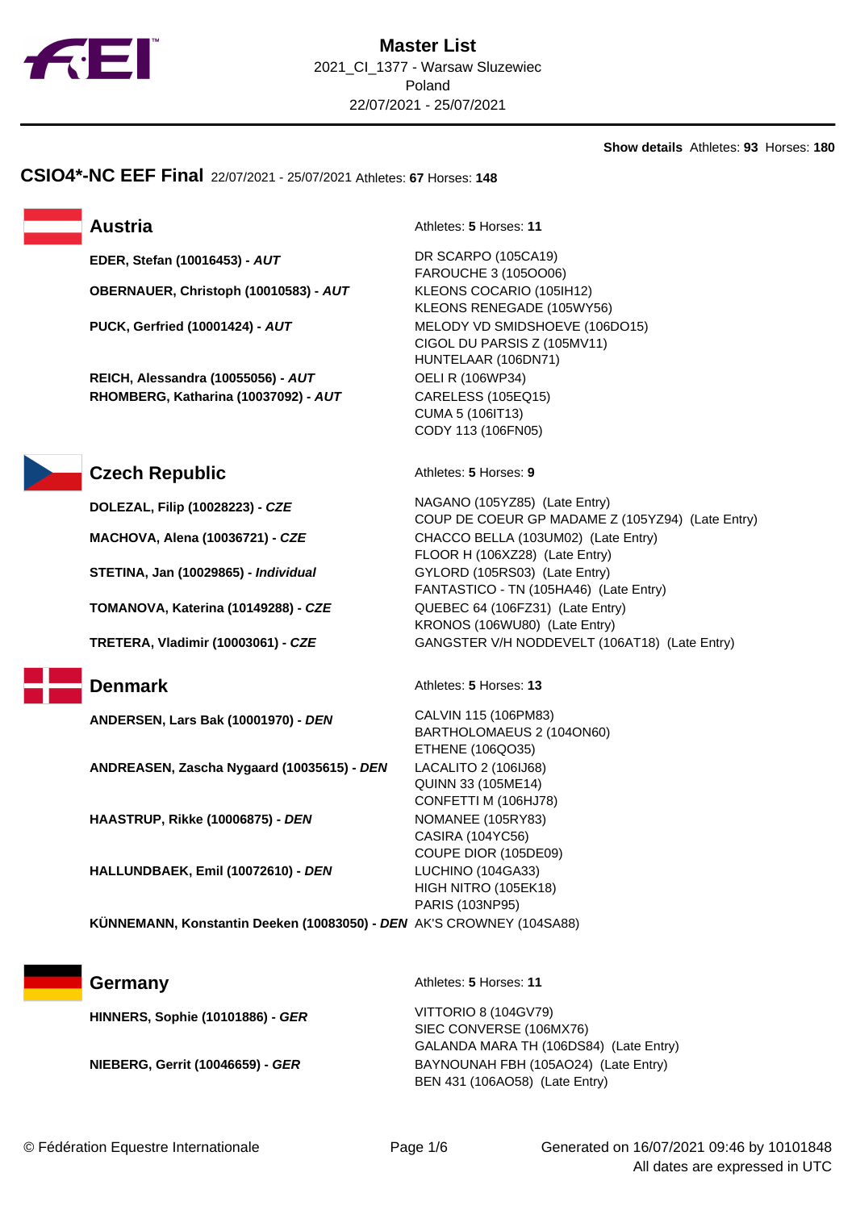# Master List

2021_CI_1377 - Warsaw Sluzewiec
Poland
22/07/2021 - 25/07/2021

**Show details** Athletes: **93** Horses: **180**

## CSIO4*-NC EEF Final 22/07/2021 - 25/07/2021 Athletes: **67** Horses: **148**

### Austria

Athletes: **5** Horses: **11**

| Athlete | Horses |
|---|---|
| **EDER, Stefan (10016453) - *AUT*** | DR SCARPO (105CA19)<br>FAROUCHE 3 (105OO06) |
| **OBERNAUER, Christoph (10010583) - *AUT*** | KLEONS COCARIO (105IH12)<br>KLEONS RENEGADE (105WY56) |
| **PUCK, Gerfried (10001424) - *AUT*** | MELODY VD SMIDSHOEVE (106DO15)<br>CIGOL DU PARSIS Z (105MV11)<br>HUNTELAAR (106DN71) |
| **REICH, Alessandra (10055056) - *AUT*** | OELI R (106WP34) |
| **RHOMBERG, Katharina (10037092) - *AUT*** | CARELESS (105EQ15)<br>CUMA 5 (106IT13)<br>CODY 113 (106FN05) |

### Czech Republic

Athletes: **5** Horses: **9**

| Athlete | Horses |
|---|---|
| **DOLEZAL, Filip (10028223) - *CZE*** | NAGANO (105YZ85) (Late Entry)<br>COUP DE COEUR GP MADAME Z (105YZ94) (Late Entry) |
| **MACHOVA, Alena (10036721) - *CZE*** | CHACCO BELLA (103UM02) (Late Entry)<br>FLOOR H (106XZ28) (Late Entry) |
| **STETINA, Jan (10029865) - *Individual*** | GYLORD (105RS03) (Late Entry)<br>FANTASTICO - TN (105HA46) (Late Entry) |
| **TOMANOVA, Katerina (10149288) - *CZE*** | QUEBEC 64 (106FZ31) (Late Entry)<br>KRONOS (106WU80) (Late Entry) |
| **TRETERA, Vladimir (10003061) - *CZE*** | GANGSTER V/H NODDEVELT (106AT18) (Late Entry) |

### Denmark

Athletes: **5** Horses: **13**

| Athlete | Horses |
|---|---|
| **ANDERSEN, Lars Bak (10001970) - *DEN*** | CALVIN 115 (106PM83)<br>BARTHOLOMAEUS 2 (104ON60)<br>ETHENE (106QO35) |
| **ANDREASEN, Zascha Nygaard (10035615) - *DEN*** | LACALITO 2 (106IJ68)<br>QUINN 33 (105ME14)<br>CONFETTI M (106HJ78) |
| **HAASTRUP, Rikke (10006875) - *DEN*** | NOMANEE (105RY83)<br>CASIRA (104YC56)<br>COUPE DIOR (105DE09) |
| **HALLUNDBAEK, Emil (10072610) - *DEN*** | LUCHINO (104GA33)<br>HIGH NITRO (105EK18)<br>PARIS (103NP95) |
| **KÜNNEMANN, Konstantin Deeken (10083050) - *DEN*** | AK'S CROWNEY (104SA88) |

### Germany

Athletes: **5** Horses: **11**

| Athlete | Horses |
|---|---|
| **HINNERS, Sophie (10101886) - *GER*** | VITTORIO 8 (104GV79)<br>SIEC CONVERSE (106MX76)<br>GALANDA MARA TH (106DS84) (Late Entry) |
| **NIEBERG, Gerrit (10046659) - *GER*** | BAYNOUNAH FBH (105AO24) (Late Entry)<br>BEN 431 (106AO58) (Late Entry) |

© Fédération Equestre Internationale

Generated on 16/07/2021 09:46 by 10101848
All dates are expressed in UTC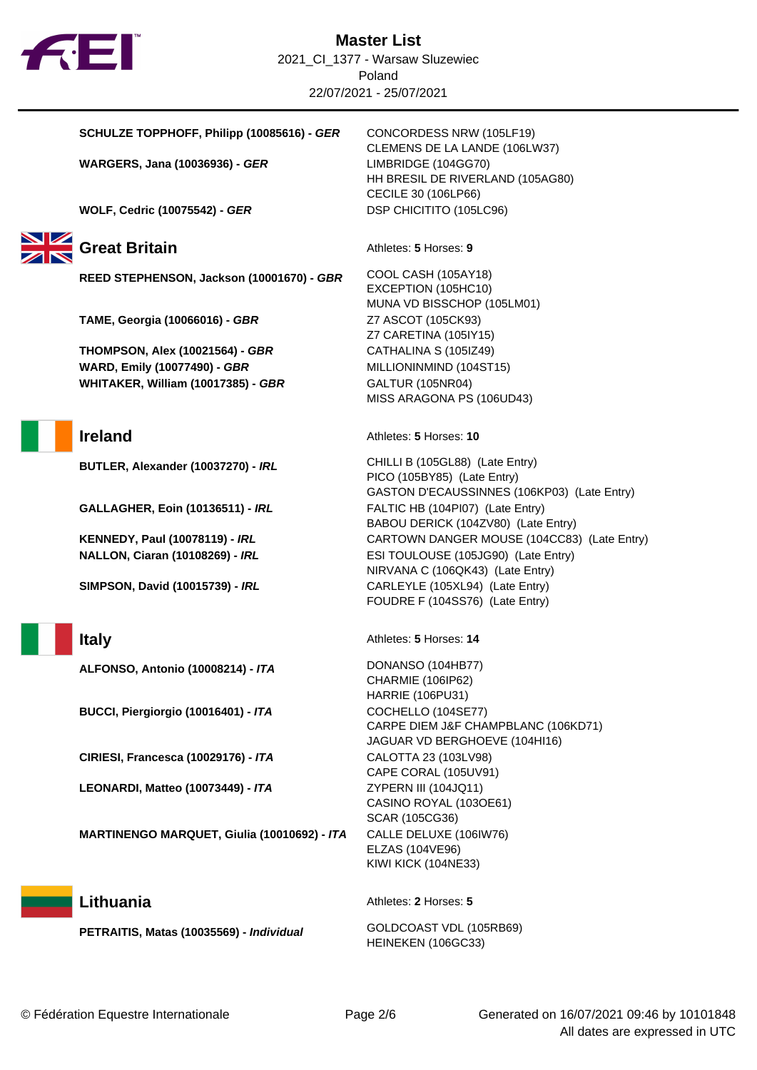# Master List

2021_CI_1377 - Warsaw Sluzewiec
Poland
22/07/2021 - 25/07/2021

| Athlete | Horses |
|---|---|
| **SCHULZE TOPPHOFF, Philipp (10085616) - *GER*** | CONCORDESS NRW (105LF19)<br>CLEMENS DE LA LANDE (106LW37) |
| **WARGERS, Jana (10036936) - *GER*** | LIMBRIDGE (104GG70)<br>HH BRESIL DE RIVERLAND (105AG80)<br>CECILE 30 (106LP66) |
| **WOLF, Cedric (10075542) - *GER*** | DSP CHICITITO (105LC96) |

## Great Britain

Athletes: **5** Horses: **9**

| Athlete | Horses |
|---|---|
| **REED STEPHENSON, Jackson (10001670) - *GBR*** | COOL CASH (105AY18)<br>EXCEPTION (105HC10)<br>MUNA VD BISSCHOP (105LM01) |
| **TAME, Georgia (10066016) - *GBR*** | Z7 ASCOT (105CK93)<br>Z7 CARETINA (105IY15) |
| **THOMPSON, Alex (10021564) - *GBR*** | CATHALINA S (105IZ49) |
| **WARD, Emily (10077490) - *GBR*** | MILLIONINMIND (104ST15) |
| **WHITAKER, William (10017385) - *GBR*** | GALTUR (105NR04)<br>MISS ARAGONA PS (106UD43) |

## Ireland

Athletes: **5** Horses: **10**

| Athlete | Horses |
|---|---|
| **BUTLER, Alexander (10037270) - *IRL*** | CHILLI B (105GL88) (Late Entry)<br>PICO (105BY85) (Late Entry)<br>GASTON D'ECAUSSINNES (106KP03) (Late Entry) |
| **GALLAGHER, Eoin (10136511) - *IRL*** | FALTIC HB (104PI07) (Late Entry)<br>BABOU DERICK (104ZV80) (Late Entry) |
| **KENNEDY, Paul (10078119) - *IRL*** | CARTOWN DANGER MOUSE (104CC83) (Late Entry) |
| **NALLON, Ciaran (10108269) - *IRL*** | ESI TOULOUSE (105JG90) (Late Entry)<br>NIRVANA C (106QK43) (Late Entry) |
| **SIMPSON, David (10015739) - *IRL*** | CARLEYLE (105XL94) (Late Entry)<br>FOUDRE F (104SS76) (Late Entry) |

## Italy

Athletes: **5** Horses: **14**

| Athlete | Horses |
|---|---|
| **ALFONSO, Antonio (10008214) - *ITA*** | DONANSO (104HB77)<br>CHARMIE (106IP62)<br>HARRIE (106PU31) |
| **BUCCI, Piergiorgio (10016401) - *ITA*** | COCHELLO (104SE77)<br>CARPE DIEM J&F CHAMPBLANC (106KD71)<br>JAGUAR VD BERGHOEVE (104HI16) |
| **CIRIESI, Francesca (10029176) - *ITA*** | CALOTTA 23 (103LV98)<br>CAPE CORAL (105UV91) |
| **LEONARDI, Matteo (10073449) - *ITA*** | ZYPERN III (104JQ11)<br>CASINO ROYAL (103OE61)<br>SCAR (105CG36) |
| **MARTINENGO MARQUET, Giulia (10010692) - *ITA*** | CALLE DELUXE (106IW76)<br>ELZAS (104VE96)<br>KIWI KICK (104NE33) |

## Lithuania

Athletes: **2** Horses: **5**

| Athlete | Horses |
|---|---|
| **PETRAITIS, Matas (10035569) - *Individual*** | GOLDCOAST VDL (105RB69)<br>HEINEKEN (106GC33) |

© Fédération Equestre Internationale

Generated on 16/07/2021 09:46 by 10101848
All dates are expressed in UTC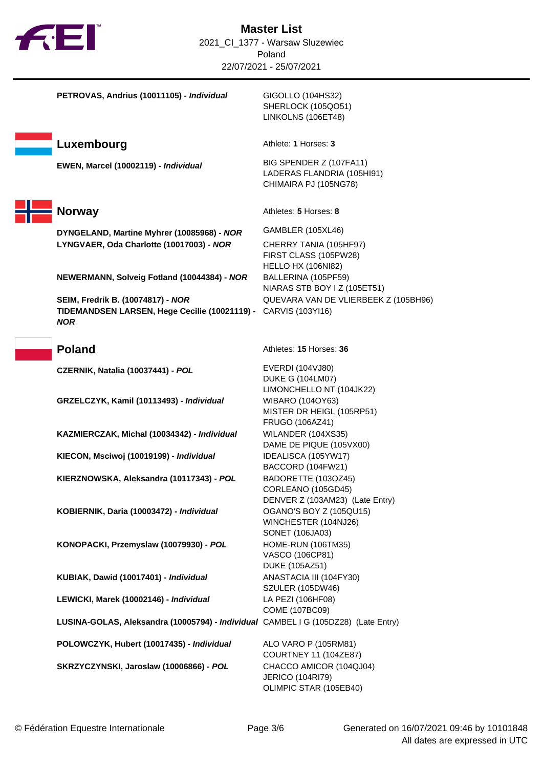# Master List

2021_CI_1377 - Warsaw Sluzewiec
Poland
22/07/2021 - 25/07/2021

**PETROVAS, Andrius (10011105) - *Individual***
GIGOLLO (104HS32)
SHERLOCK (105QO51)
LINKOLNS (106ET48)

## Luxembourg

Athlete: **1** Horses: **3**

**EWEN, Marcel (10002119) - *Individual***
BIG SPENDER Z (107FA11)
LADERAS FLANDRIA (105HI91)
CHIMAIRA PJ (105NG78)

## Norway

Athletes: **5** Horses: **8**

**DYNGELAND, Martine Myhrer (10085968) - *NOR***
GAMBLER (105XL46)

**LYNGVAER, Oda Charlotte (10017003) - *NOR***
CHERRY TANIA (105HF97)
FIRST CLASS (105PW28)
HELLO HX (106NI82)

**NEWERMANN, Solveig Fotland (10044384) - *NOR***
BALLERINA (105PF59)
NIARAS STB BOY I Z (105ET51)

**SEIM, Fredrik B. (10074817) - *NOR***
QUEVARA VAN DE VLIERBEEK Z (105BH96)

**TIDEMANDSEN LARSEN, Hege Cecilie (10021119) - *NOR***
CARVIS (103YI16)

## Poland

Athletes: **15** Horses: **36**

**CZERNIK, Natalia (10037441) - *POL***
EVERDI (104VJ80)
DUKE G (104LM07)
LIMONCHELLO NT (104JK22)

**GRZELCZYK, Kamil (10113493) - *Individual***
WIBARO (104OY63)
MISTER DR HEIGL (105RP51)
FRUGO (106AZ41)

**KAZMIERCZAK, Michal (10034342) - *Individual***
WILANDER (104XS35)
DAME DE PIQUE (105VX00)

**KIECON, Msciwoj (10019199) - *Individual***
IDEALISCA (105YW17)
BACCORD (104FW21)

**KIERZNOWSKA, Aleksandra (10117343) - *POL***
BADORETTE (103OZ45)
CORLEANO (105GD45)
DENVER Z (103AM23) (Late Entry)

**KOBIERNIK, Daria (10003472) - *Individual***
OGANO'S BOY Z (105QU15)
WINCHESTER (104NJ26)
SONET (106JA03)

**KONOPACKI, Przemyslaw (10079930) - *POL***
HOME-RUN (106TM35)
VASCO (106CP81)
DUKE (105AZ51)

**KUBIAK, Dawid (10017401) - *Individual***
ANASTACIA III (104FY30)
SZULER (105DW46)

**LEWICKI, Marek (10002146) - *Individual***
LA PEZI (106HF08)
COME (107BC09)

**LUSINA-GOLAS, Aleksandra (10005794) - *Individual***
CAMBEL I G (105DZ28) (Late Entry)

**POLOWCZYK, Hubert (10017435) - *Individual***
ALO VARO P (105RM81)
COURTNEY 11 (104ZE87)

**SKRZYCZYNSKI, Jaroslaw (10006866) - *POL***
CHACCO AMICOR (104QJ04)
JERICO (104RI79)
OLIMPIC STAR (105EB40)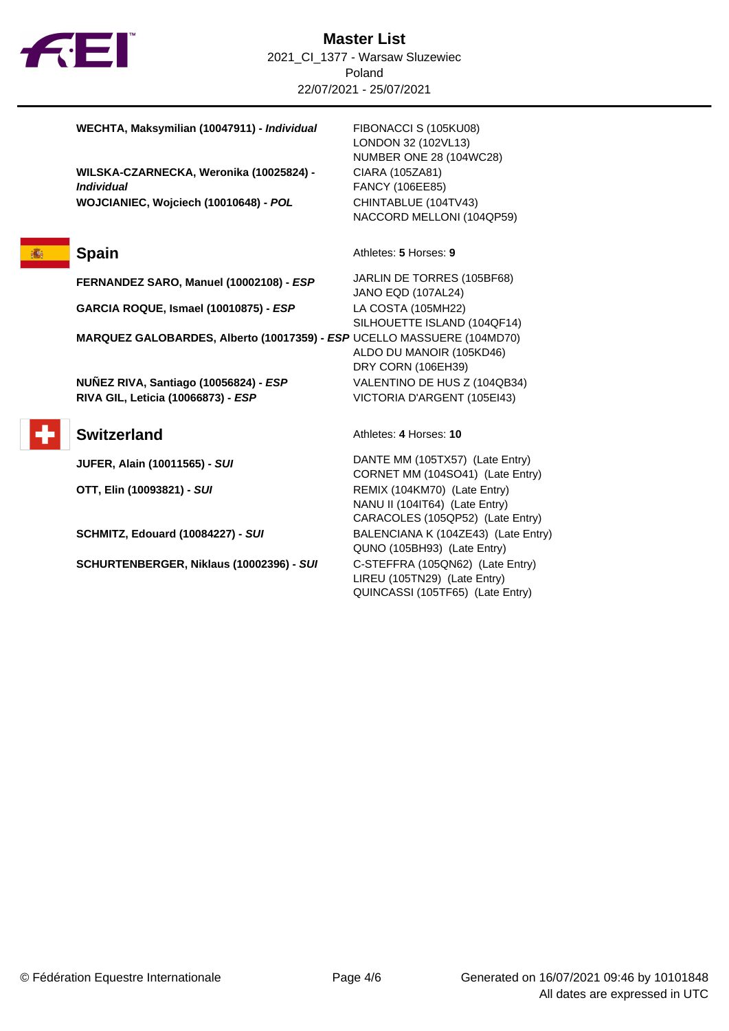| Athlete | Horses |
|---|---|
| **WECHTA, Maksymilian (10047911) - *Individual*** | FIBONACCI S (105KU08) |
| | LONDON 32 (102VL13) |
| | NUMBER ONE 28 (104WC28) |
| **WILSKA-CZARNECKA, Weronika (10025824) - *Individual*** | CIARA (105ZA81) |
| | FANCY (106EE85) |
| **WOJCIANIEC, Wojciech (10010648) - *POL*** | CHINTABLUE (104TV43) |
| | NACCORD MELLONI (104QP59) |

## Spain

Athletes: **5** Horses: **9**

| Athlete | Horses |
|---|---|
| **FERNANDEZ SARO, Manuel (10002108) - *ESP*** | JARLIN DE TORRES (105BF68) |
| | JANO EQD (107AL24) |
| **GARCIA ROQUE, Ismael (10010875) - *ESP*** | LA COSTA (105MH22) |
| | SILHOUETTE ISLAND (104QF14) |
| **MARQUEZ GALOBARDES, Alberto (10017359) - *ESP*** | UCELLO MASSUERE (104MD70) |
| | ALDO DU MANOIR (105KD46) |
| | DRY CORN (106EH39) |
| **NUÑEZ RIVA, Santiago (10056824) - *ESP*** | VALENTINO DE HUS Z (104QB34) |
| **RIVA GIL, Leticia (10066873) - *ESP*** | VICTORIA D'ARGENT (105EI43) |

## Switzerland

Athletes: **4** Horses: **10**

| Athlete | Horses |
|---|---|
| **JUFER, Alain (10011565) - *SUI*** | DANTE MM (105TX57) (Late Entry) |
| | CORNET MM (104SO41) (Late Entry) |
| **OTT, Elin (10093821) - *SUI*** | REMIX (104KM70) (Late Entry) |
| | NANU II (104IT64) (Late Entry) |
| | CARACOLES (105QP52) (Late Entry) |
| **SCHMITZ, Edouard (10084227) - *SUI*** | BALENCIANA K (104ZE43) (Late Entry) |
| | QUNO (105BH93) (Late Entry) |
| **SCHURTENBERGER, Niklaus (10002396) - *SUI*** | C-STEFFRA (105QN62) (Late Entry) |
| | LIREU (105TN29) (Late Entry) |
| | QUINCASSI (105TF65) (Late Entry) |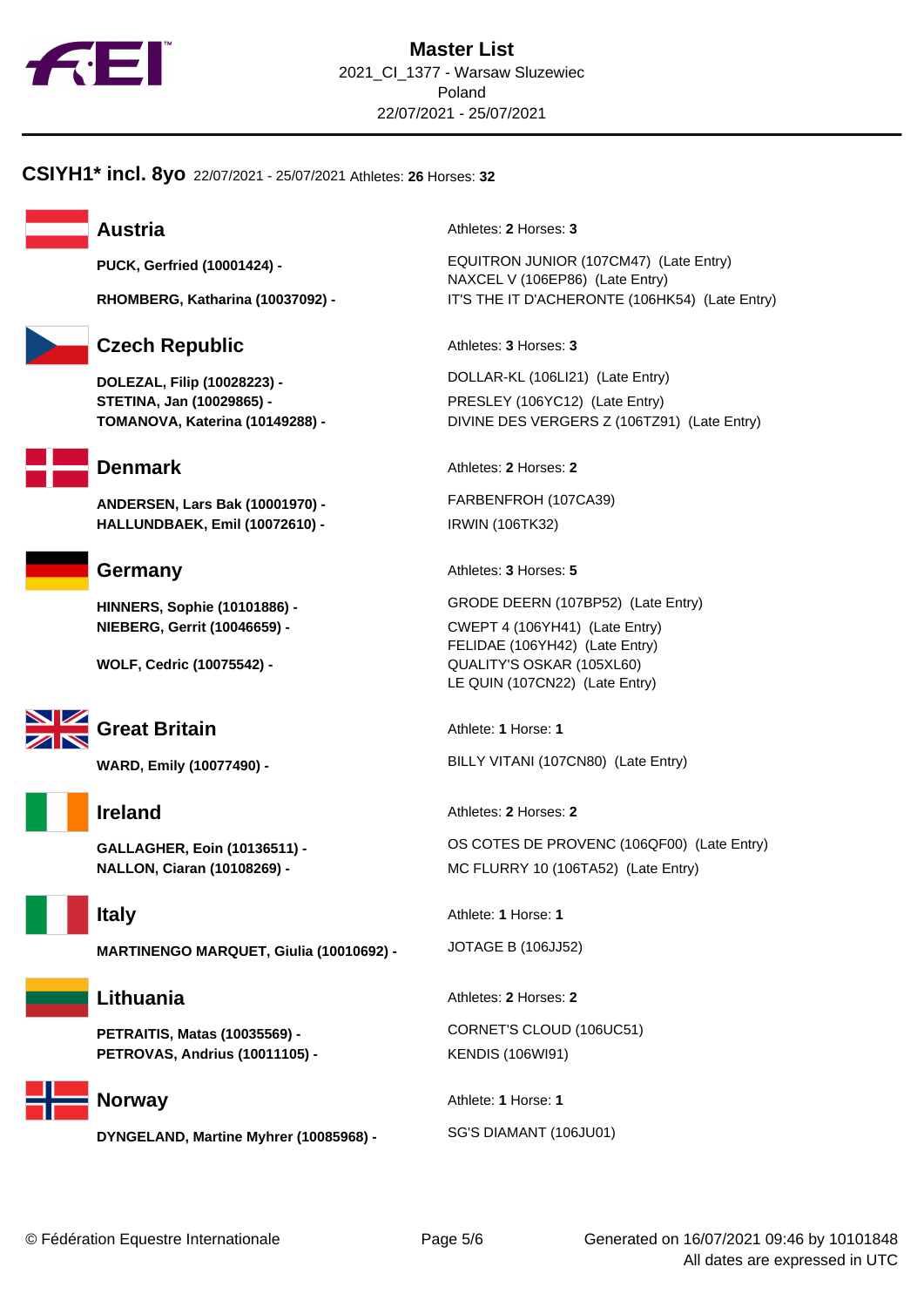# Master List

2021_CI_1377 - Warsaw Sluzewiec
Poland
22/07/2021 - 25/07/2021

## CSIYH1* incl. 8yo 22/07/2021 - 25/07/2021 Athletes: 26 Horses: 32

### Austria

Athletes: **2** Horses: **3**

| Athlete | Horse |
|---|---|
| **PUCK, Gerfried (10001424) -** | EQUITRON JUNIOR (107CM47) (Late Entry) |
| | NAXCEL V (106EP86) (Late Entry) |
| **RHOMBERG, Katharina (10037092) -** | IT'S THE IT D'ACHERONTE (106HK54) (Late Entry) |

### Czech Republic

Athletes: **3** Horses: **3**

| Athlete | Horse |
|---|---|
| **DOLEZAL, Filip (10028223) -** | DOLLAR-KL (106LI21) (Late Entry) |
| **STETINA, Jan (10029865) -** | PRESLEY (106YC12) (Late Entry) |
| **TOMANOVA, Katerina (10149288) -** | DIVINE DES VERGERS Z (106TZ91) (Late Entry) |

### Denmark

Athletes: **2** Horses: **2**

| Athlete | Horse |
|---|---|
| **ANDERSEN, Lars Bak (10001970) -** | FARBENFROH (107CA39) |
| **HALLUNDBAEK, Emil (10072610) -** | IRWIN (106TK32) |

### Germany

Athletes: **3** Horses: **5**

| Athlete | Horse |
|---|---|
| **HINNERS, Sophie (10101886) -** | GRODE DEERN (107BP52) (Late Entry) |
| **NIEBERG, Gerrit (10046659) -** | CWEPT 4 (106YH41) (Late Entry) |
| | FELIDAE (106YH42) (Late Entry) |
| **WOLF, Cedric (10075542) -** | QUALITY'S OSKAR (105XL60) |
| | LE QUIN (107CN22) (Late Entry) |

### Great Britain

Athlete: **1** Horse: **1**

| Athlete | Horse |
|---|---|
| **WARD, Emily (10077490) -** | BILLY VITANI (107CN80) (Late Entry) |

### Ireland

Athletes: **2** Horses: **2**

| Athlete | Horse |
|---|---|
| **GALLAGHER, Eoin (10136511) -** | OS COTES DE PROVENC (106QF00) (Late Entry) |
| **NALLON, Ciaran (10108269) -** | MC FLURRY 10 (106TA52) (Late Entry) |

### Italy

Athlete: **1** Horse: **1**

| Athlete | Horse |
|---|---|
| **MARTINENGO MARQUET, Giulia (10010692) -** | JOTAGE B (106JJ52) |

### Lithuania

Athletes: **2** Horses: **2**

| Athlete | Horse |
|---|---|
| **PETRAITIS, Matas (10035569) -** | CORNET'S CLOUD (106UC51) |
| **PETROVAS, Andrius (10011105) -** | KENDIS (106WI91) |

### Norway

Athlete: **1** Horse: **1**

| Athlete | Horse |
|---|---|
| **DYNGELAND, Martine Myhrer (10085968) -** | SG'S DIAMANT (106JU01) |

© Fédération Equestre Internationale

Generated on 16/07/2021 09:46 by 10101848
All dates are expressed in UTC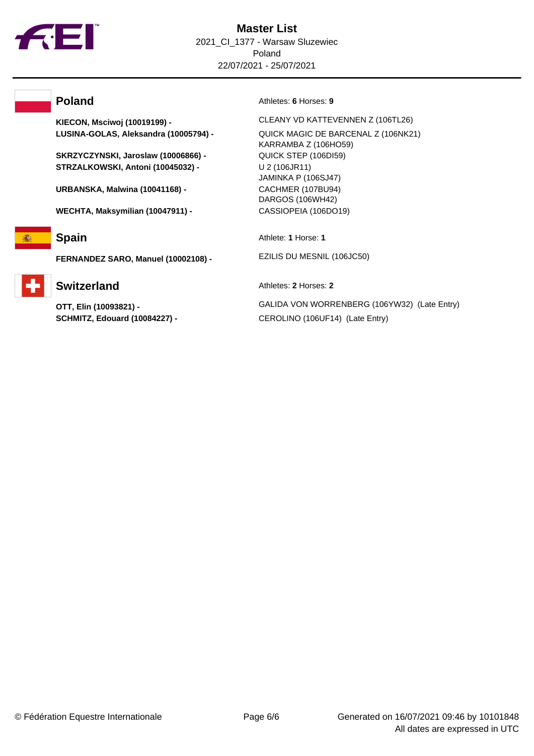# Master List

2021_CI_1377 - Warsaw Sluzewiec
Poland
22/07/2021 - 25/07/2021

## Poland

Athletes: **6** Horses: **9**

| | |
|---|---|
| **KIECON, Msciwoj (10019199) -** | CLEANY VD KATTEVENNEN Z (106TL26) |
| **LUSINA-GOLAS, Aleksandra (10005794) -** | QUICK MAGIC DE BARCENAL Z (106NK21) |
| | KARRAMBA Z (106HO59) |
| **SKRZYCZYNSKI, Jaroslaw (10006866) -** | QUICK STEP (106DI59) |
| **STRZALKOWSKI, Antoni (10045032) -** | U 2 (106JR11) |
| | JAMINKA P (106SJ47) |
| **URBANSKA, Malwina (10041168) -** | CACHMER (107BU94) |
| | DARGOS (106WH42) |
| **WECHTA, Maksymilian (10047911) -** | CASSIOPEIA (106DO19) |

## Spain

Athlete: **1** Horse: **1**

| | |
|---|---|
| **FERNANDEZ SARO, Manuel (10002108) -** | EZILIS DU MESNIL (106JC50) |

## Switzerland

Athletes: **2** Horses: **2**

| | |
|---|---|
| **OTT, Elin (10093821) -** | GALIDA VON WORRENBERG (106YW32) (Late Entry) |
| **SCHMITZ, Edouard (10084227) -** | CEROLINO (106UF14) (Late Entry) |

© Fédération Equestre Internationale

Generated on 16/07/2021 09:46 by 10101848
All dates are expressed in UTC